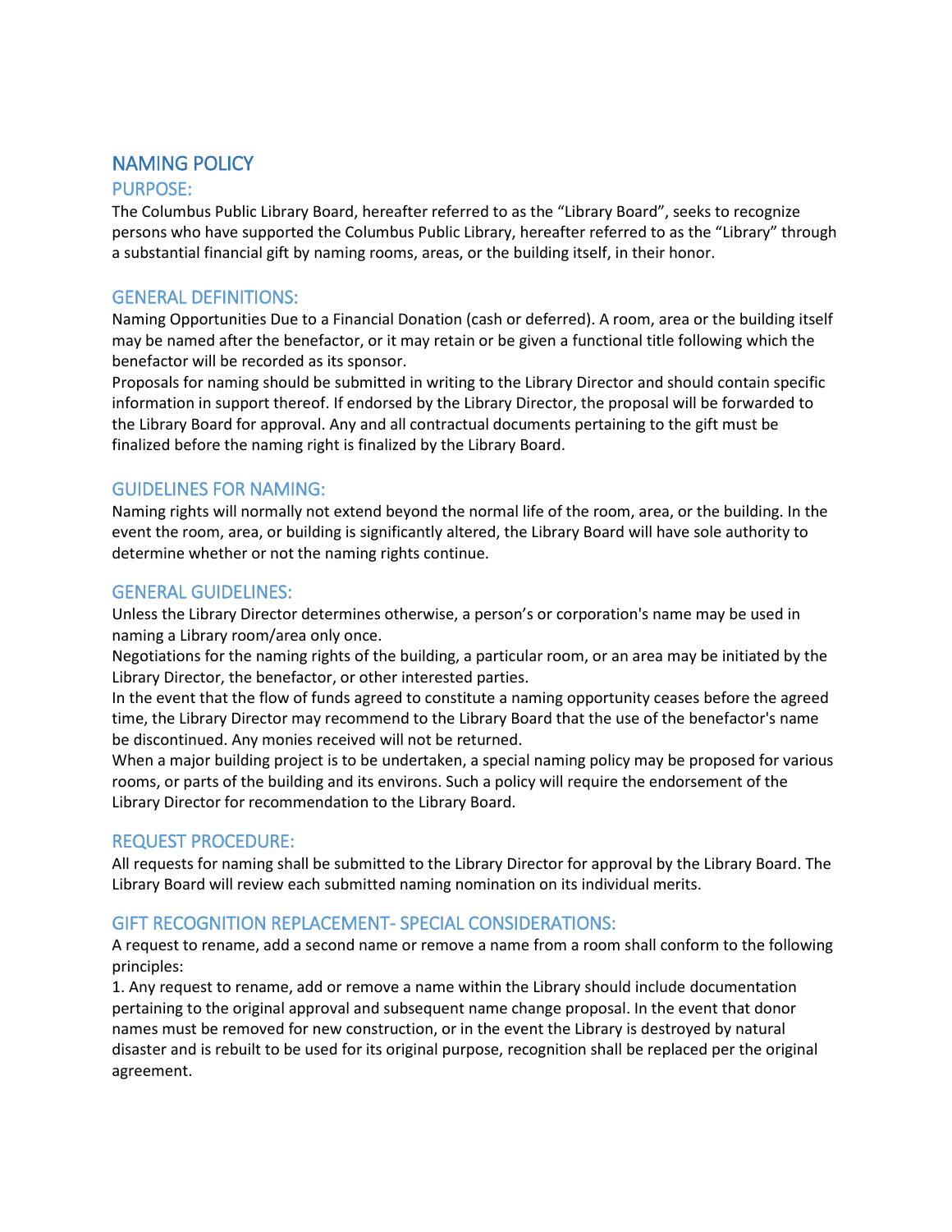# NAMING POLICY

## PURPOSE:

The Columbus Public Library Board, hereafter referred to as the "Library Board", seeks to recognize persons who have supported the Columbus Public Library, hereafter referred to as the "Library" through a substantial financial gift by naming rooms, areas, or the building itself, in their honor.

## GENERAL DEFINITIONS:

Naming Opportunities Due to a Financial Donation (cash or deferred). A room, area or the building itself may be named after the benefactor, or it may retain or be given a functional title following which the benefactor will be recorded as its sponsor.

Proposals for naming should be submitted in writing to the Library Director and should contain specific information in support thereof. If endorsed by the Library Director, the proposal will be forwarded to the Library Board for approval. Any and all contractual documents pertaining to the gift must be finalized before the naming right is finalized by the Library Board.

## GUIDELINES FOR NAMING:

Naming rights will normally not extend beyond the normal life of the room, area, or the building. In the event the room, area, or building is significantly altered, the Library Board will have sole authority to determine whether or not the naming rights continue.

## GENERAL GUIDELINES:

Unless the Library Director determines otherwise, a person's or corporation's name may be used in naming a Library room/area only once.

Negotiations for the naming rights of the building, a particular room, or an area may be initiated by the Library Director, the benefactor, or other interested parties.

In the event that the flow of funds agreed to constitute a naming opportunity ceases before the agreed time, the Library Director may recommend to the Library Board that the use of the benefactor's name be discontinued. Any monies received will not be returned.

When a major building project is to be undertaken, a special naming policy may be proposed for various rooms, or parts of the building and its environs. Such a policy will require the endorsement of the Library Director for recommendation to the Library Board.

## REQUEST PROCEDURE:

All requests for naming shall be submitted to the Library Director for approval by the Library Board. The Library Board will review each submitted naming nomination on its individual merits.

## GIFT RECOGNITION REPLACEMENT- SPECIAL CONSIDERATIONS:

A request to rename, add a second name or remove a name from a room shall conform to the following principles:

1. Any request to rename, add or remove a name within the Library should include documentation pertaining to the original approval and subsequent name change proposal. In the event that donor names must be removed for new construction, or in the event the Library is destroyed by natural disaster and is rebuilt to be used for its original purpose, recognition shall be replaced per the original agreement.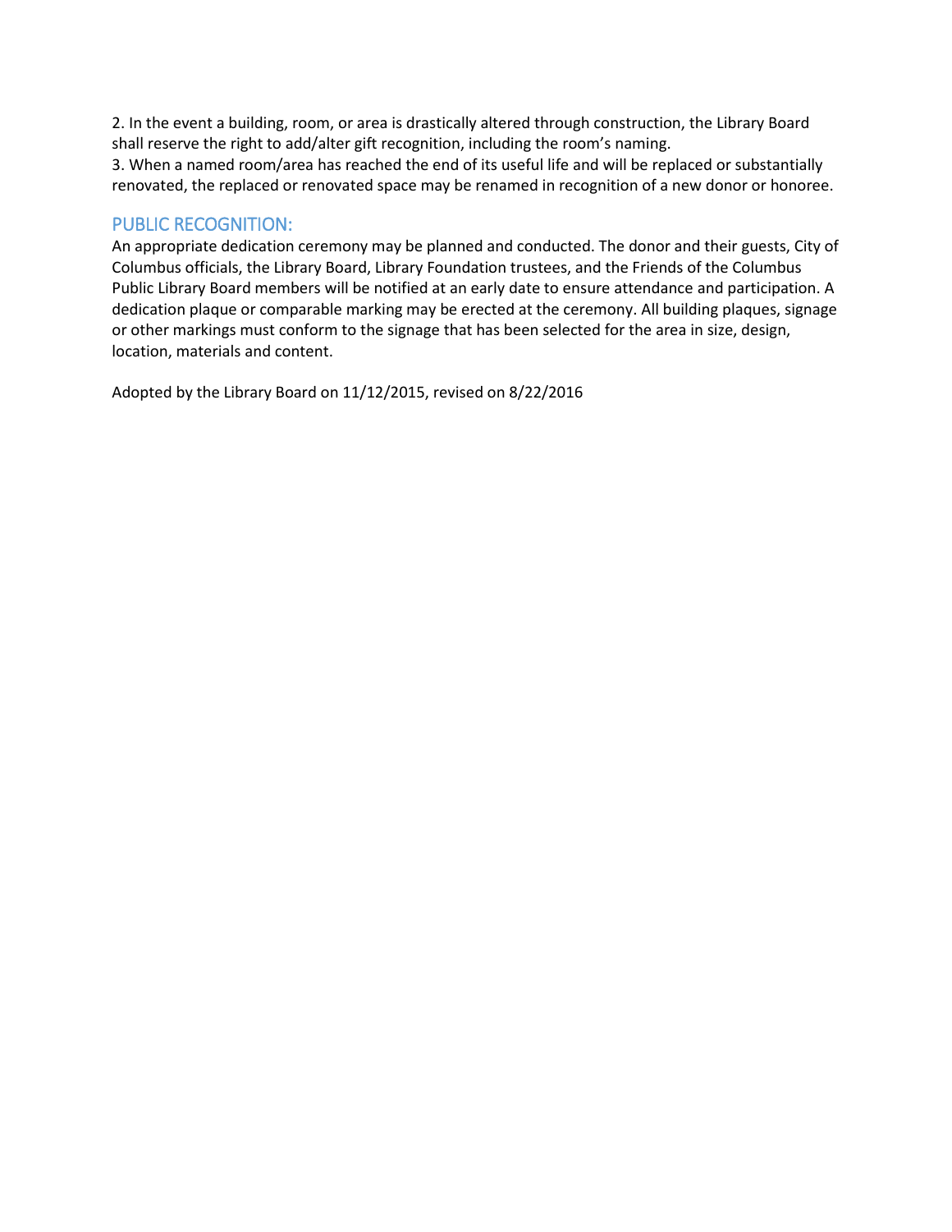2. In the event a building, room, or area is drastically altered through construction, the Library Board shall reserve the right to add/alter gift recognition, including the room's naming.
3. When a named room/area has reached the end of its useful life and will be replaced or substantially renovated, the replaced or renovated space may be renamed in recognition of a new donor or honoree.

## PUBLIC RECOGNITION:

An appropriate dedication ceremony may be planned and conducted. The donor and their guests, City of Columbus officials, the Library Board, Library Foundation trustees, and the Friends of the Columbus Public Library Board members will be notified at an early date to ensure attendance and participation. A dedication plaque or comparable marking may be erected at the ceremony. All building plaques, signage or other markings must conform to the signage that has been selected for the area in size, design, location, materials and content.

Adopted by the Library Board on 11/12/2015, revised on 8/22/2016